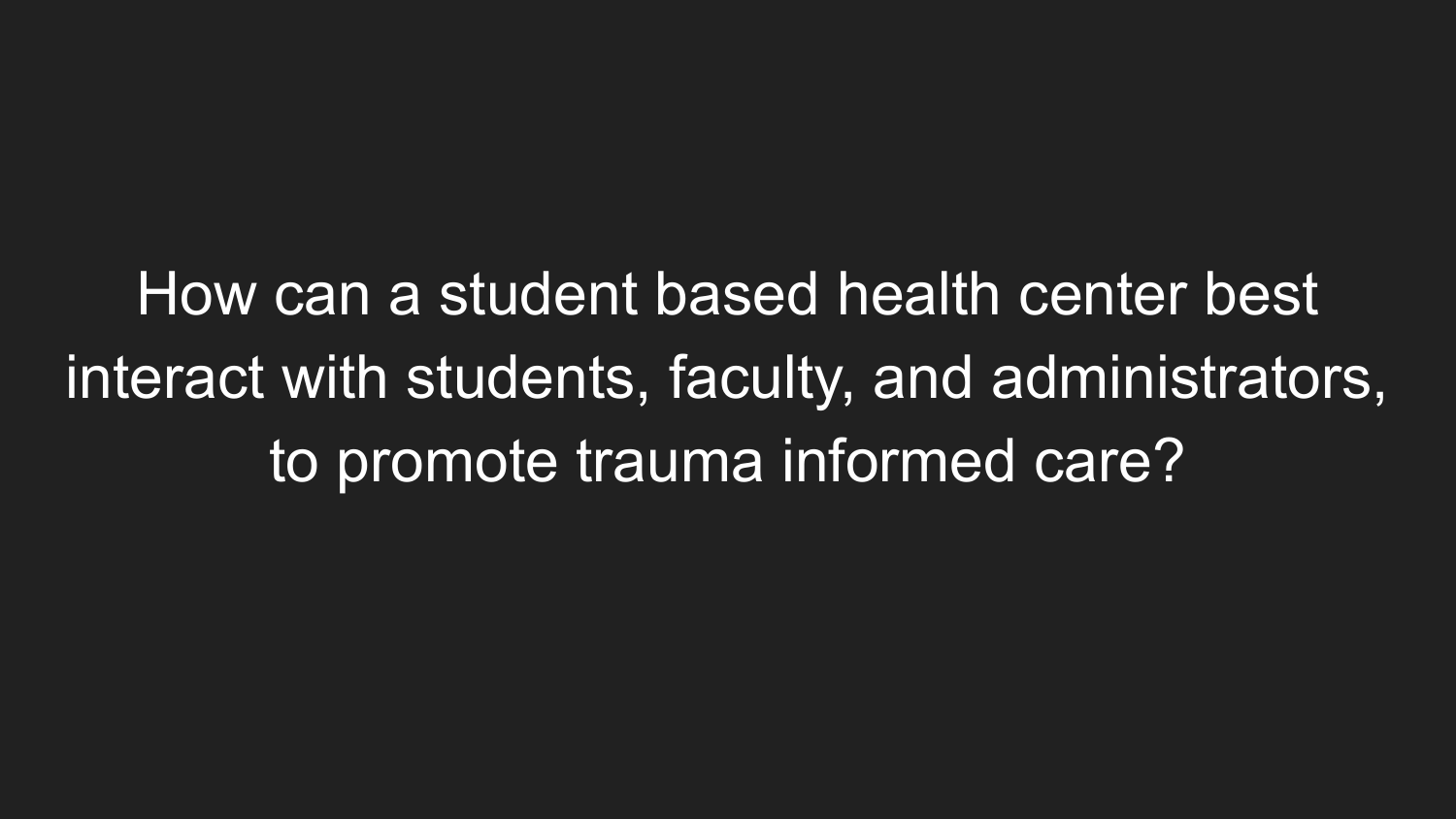# How can a student based health center best interact with students, faculty, and administrators, to promote trauma informed care?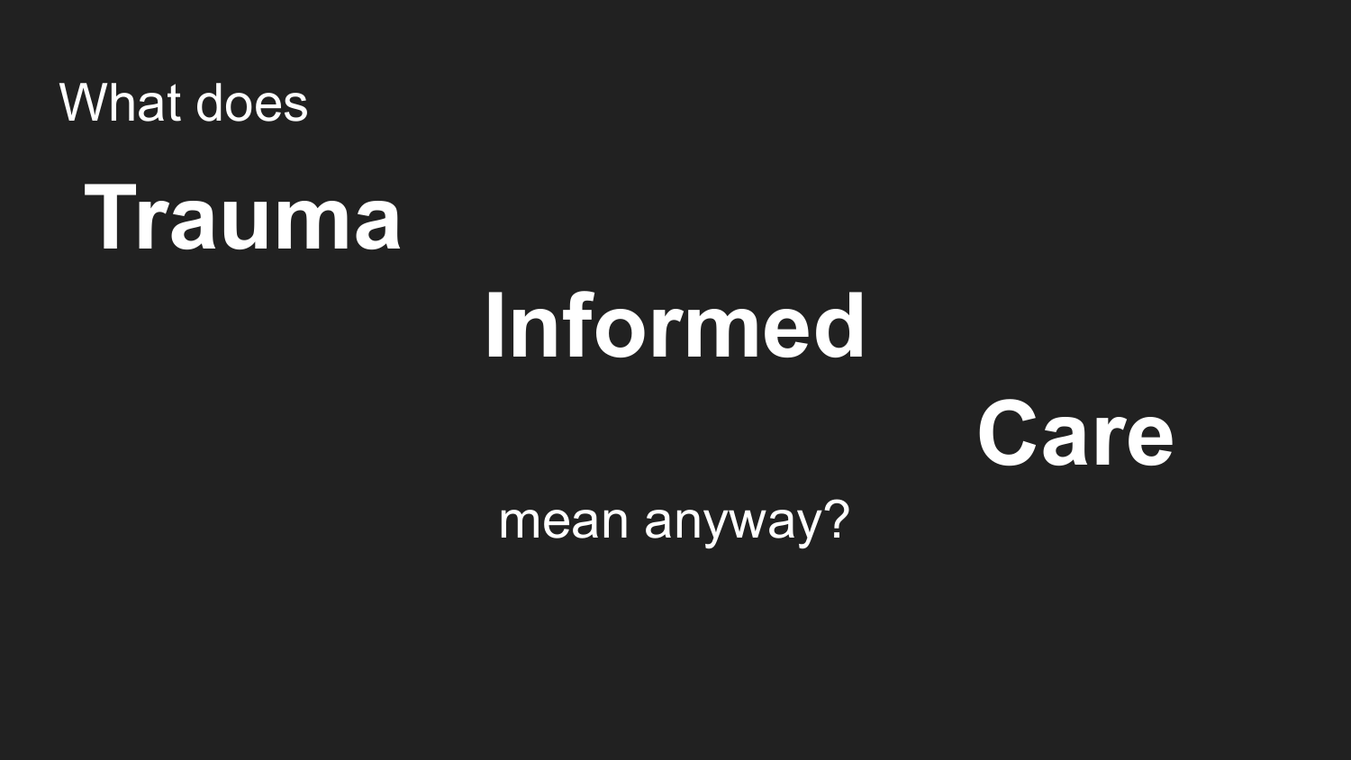What does

# Trauma

# Informed

# Care

mean anyway?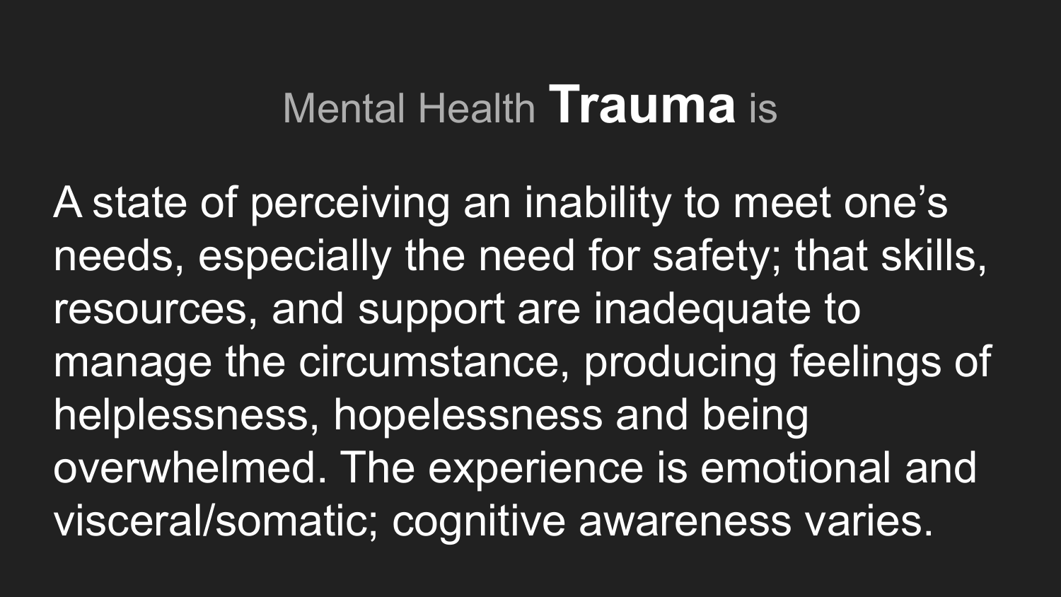# Mental Health **Trauma** is

A state of perceiving an inability to meet one's needs, especially the need for safety; that skills, resources, and support are inadequate to manage the circumstance, producing feelings of helplessness, hopelessness and being overwhelmed. The experience is emotional and visceral/somatic; cognitive awareness varies.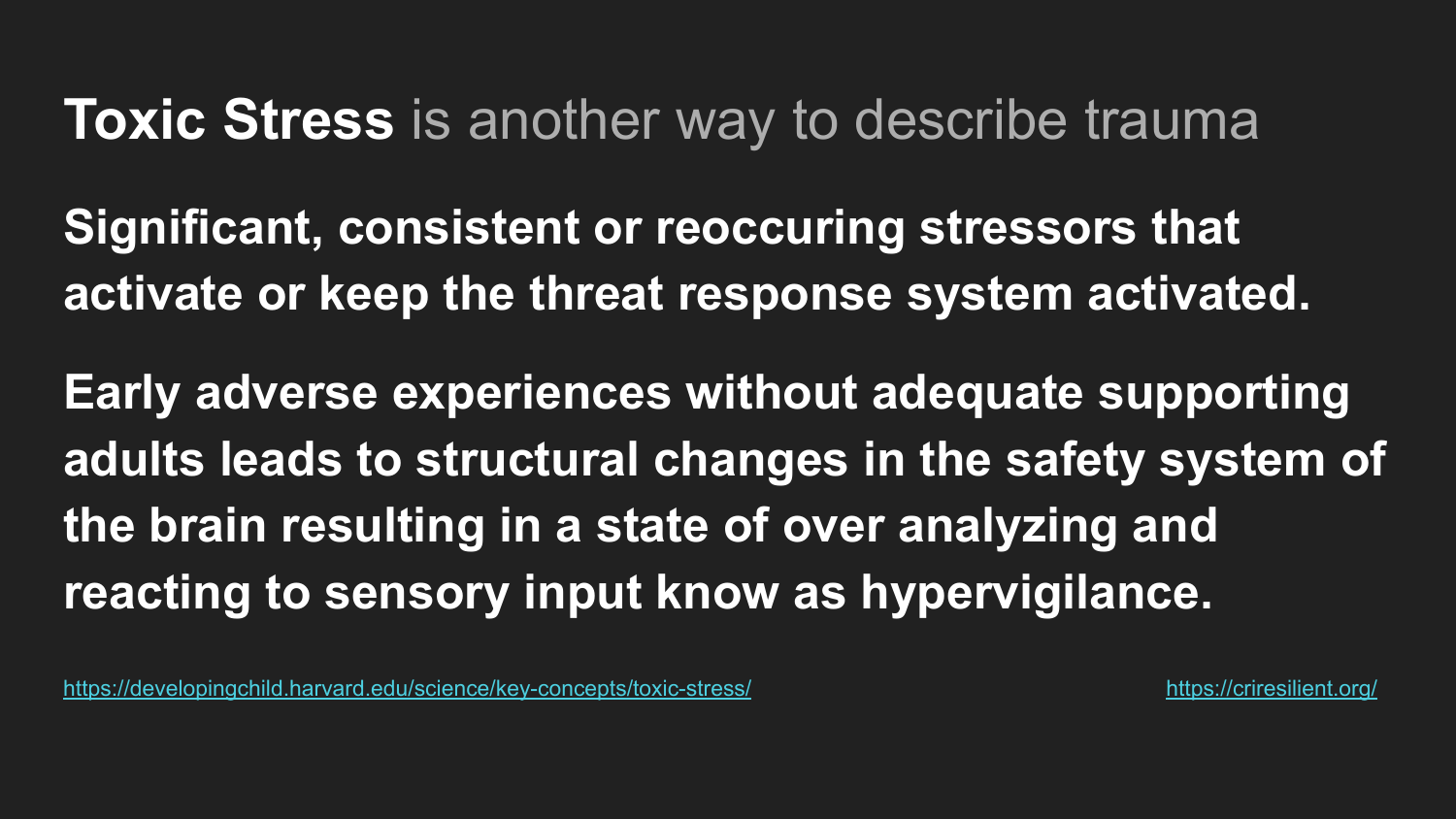# **Toxic Stress** is another way to describe trauma

**Significant, consistent or reoccuring stressors that activate or keep the threat response system activated.**

**Early adverse experiences without adequate supporting adults leads to structural changes in the safety system of the brain resulting in a state of over analyzing and reacting to sensory input know as hypervigilance.**

https://developingchild.harvard.edu/science/key-concepts/toxic-stress/

https://criresilient.org/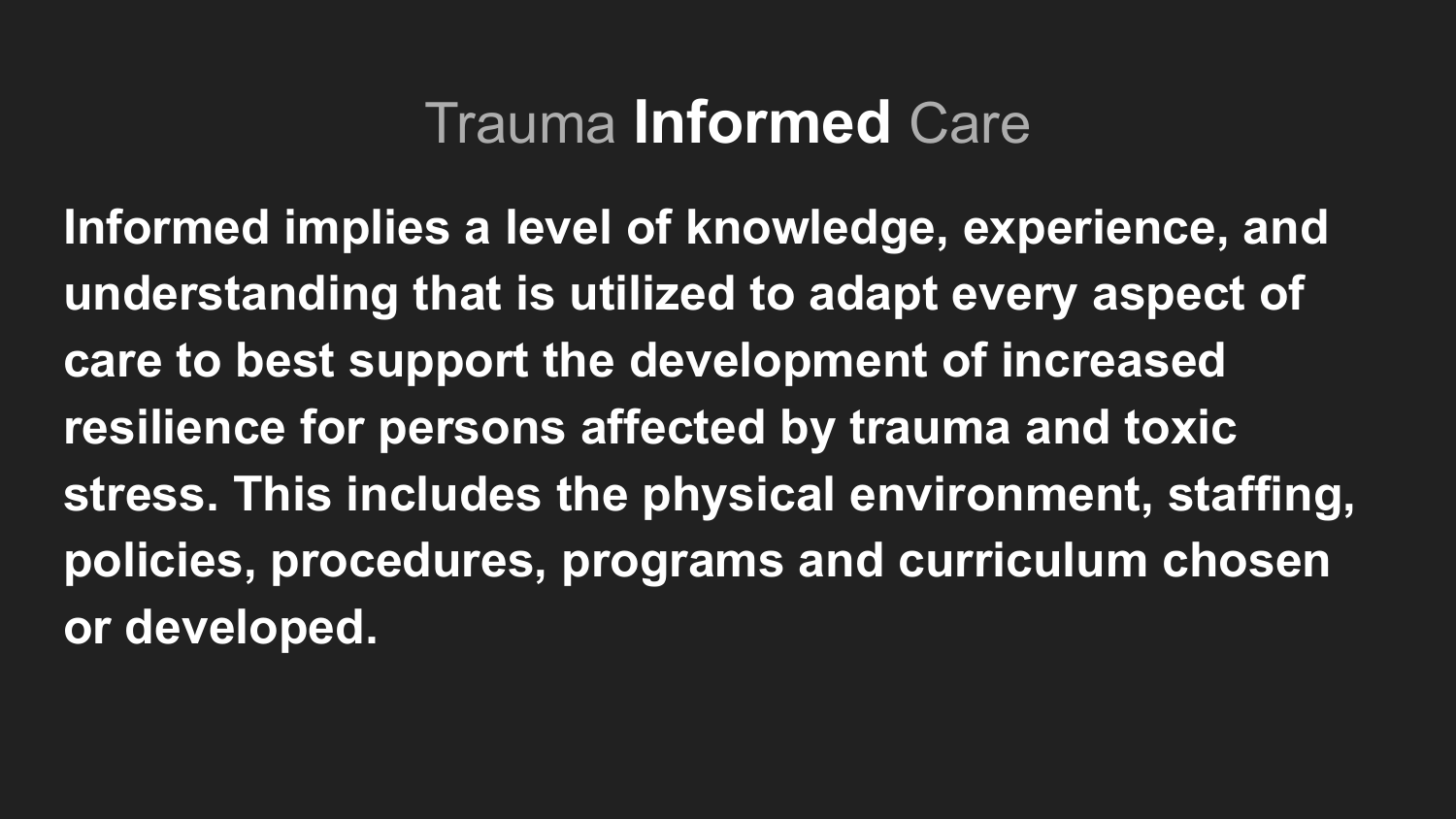# Trauma **Informed** Care

**Informed implies a level of knowledge, experience, and understanding that is utilized to adapt every aspect of care to best support the development of increased resilience for persons affected by trauma and toxic stress. This includes the physical environment, staffing, policies, procedures, programs and curriculum chosen or developed.**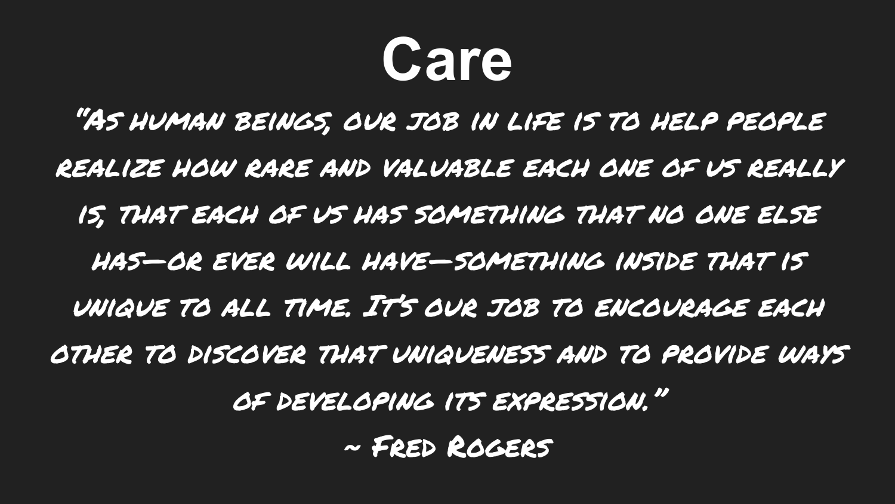# Care

"As human beings, our job in life is to help people realize how rare and valuable each one of us really is, that each of us has something that no one else has—or ever will have—something inside that is unique to all time. It's our job to encourage each other to discover that uniqueness and to provide ways of developing its expression."

~ Fred Rogers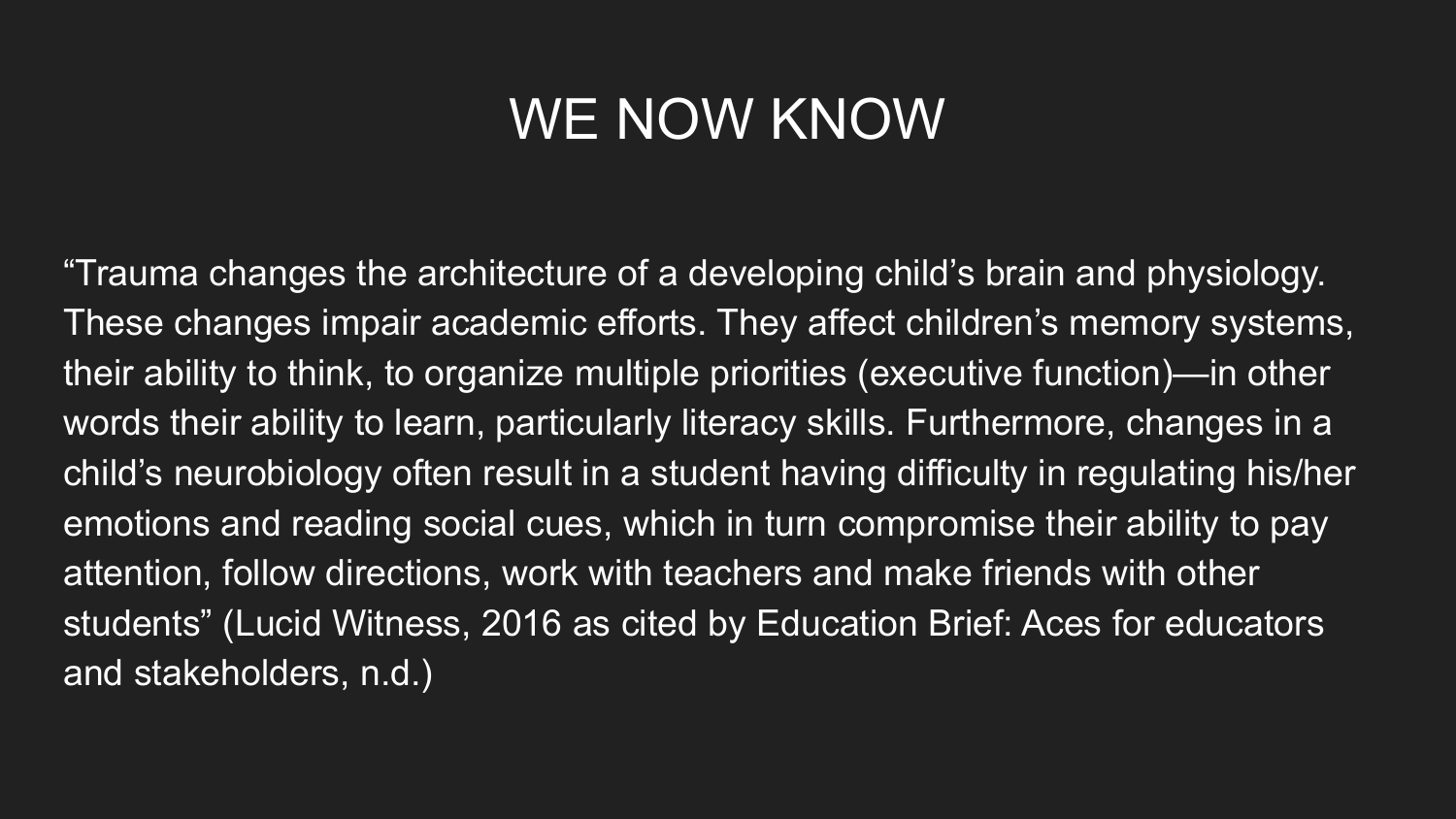# WE NOW KNOW

"Trauma changes the architecture of a developing child's brain and physiology. These changes impair academic efforts. They affect children's memory systems, their ability to think, to organize multiple priorities (executive function)—in other words their ability to learn, particularly literacy skills. Furthermore, changes in a child's neurobiology often result in a student having difficulty in regulating his/her emotions and reading social cues, which in turn compromise their ability to pay attention, follow directions, work with teachers and make friends with other students" (Lucid Witness, 2016 as cited by Education Brief: Aces for educators and stakeholders, n.d.)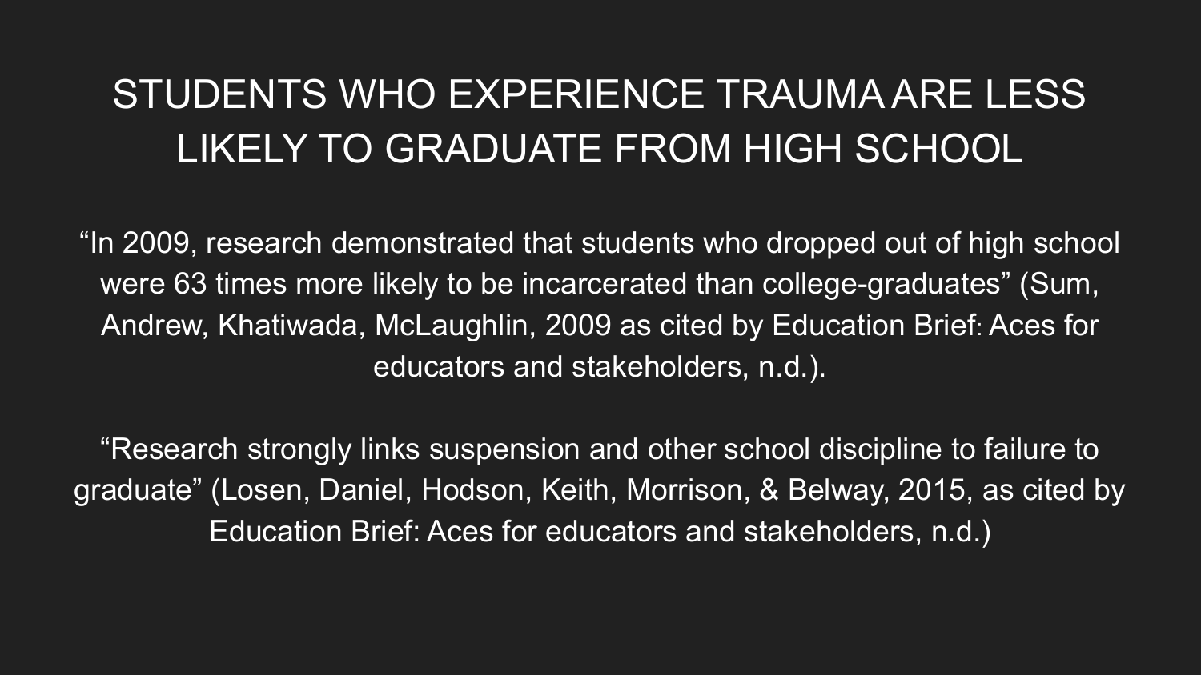# STUDENTS WHO EXPERIENCE TRAUMA ARE LESS LIKELY TO GRADUATE FROM HIGH SCHOOL

"In 2009, research demonstrated that students who dropped out of high school were 63 times more likely to be incarcerated than college-graduates" (Sum, Andrew, Khatiwada, McLaughlin, 2009 as cited by Education Brief: Aces for educators and stakeholders, n.d.).

"Research strongly links suspension and other school discipline to failure to graduate" (Losen, Daniel, Hodson, Keith, Morrison, & Belway, 2015, as cited by Education Brief: Aces for educators and stakeholders, n.d.)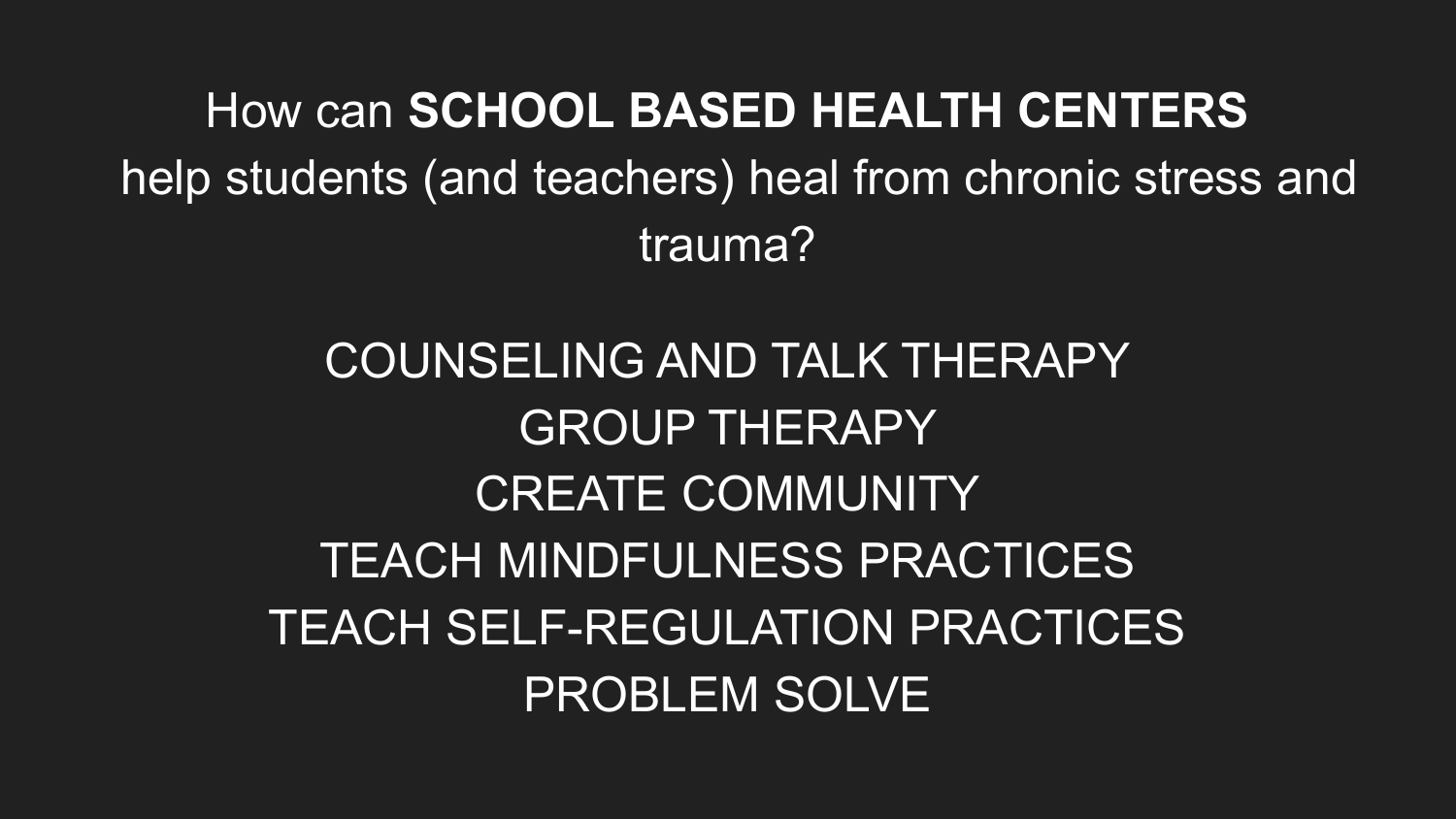## How can **SCHOOL BASED HEALTH CENTERS** help students (and teachers) heal from chronic stress and trauma?

COUNSELING AND TALK THERAPY
GROUP THERAPY
CREATE COMMUNITY
TEACH MINDFULNESS PRACTICES
TEACH SELF-REGULATION PRACTICES
PROBLEM SOLVE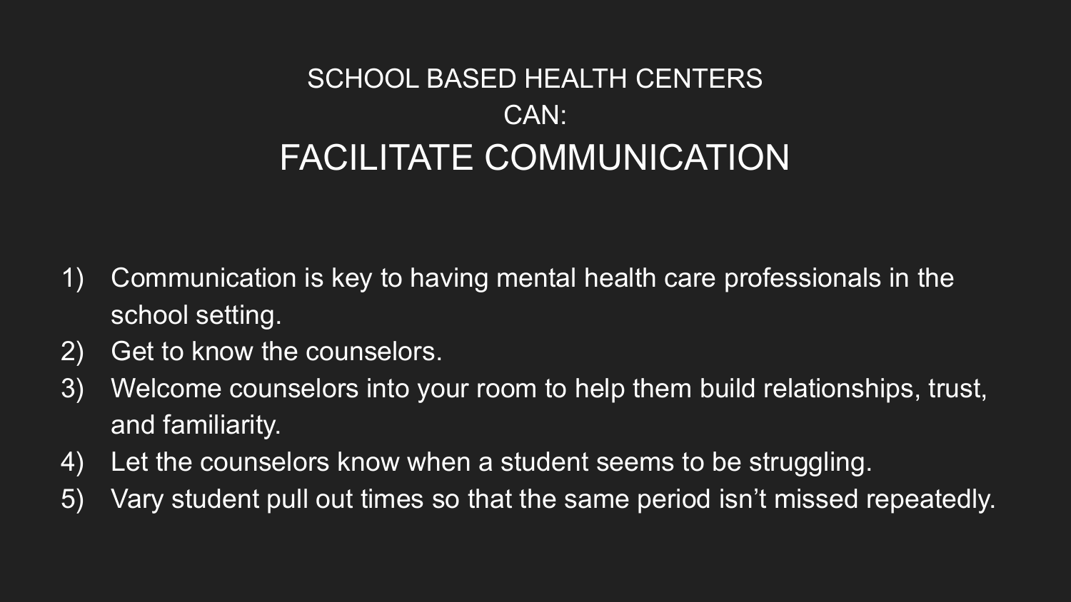# SCHOOL BASED HEALTH CENTERS CAN:
## FACILITATE COMMUNICATION

1) Communication is key to having mental health care professionals in the school setting.
2) Get to know the counselors.
3) Welcome counselors into your room to help them build relationships, trust, and familiarity.
4) Let the counselors know when a student seems to be struggling.
5) Vary student pull out times so that the same period isn’t missed repeatedly.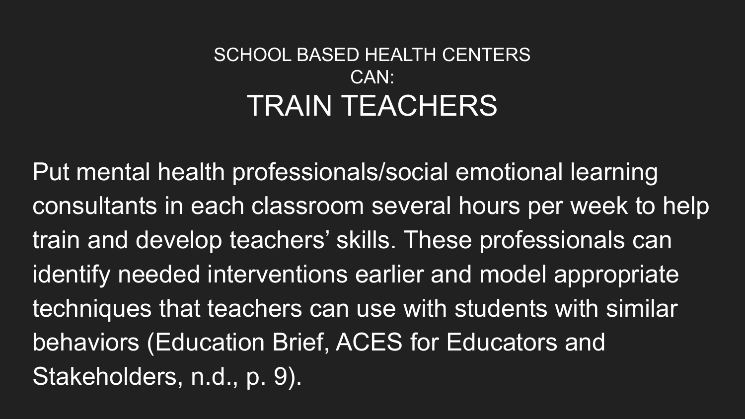SCHOOL BASED HEALTH CENTERS CAN:

# TRAIN TEACHERS

Put mental health professionals/social emotional learning consultants in each classroom several hours per week to help train and develop teachers' skills. These professionals can identify needed interventions earlier and model appropriate techniques that teachers can use with students with similar behaviors (Education Brief, ACES for Educators and Stakeholders, n.d., p. 9).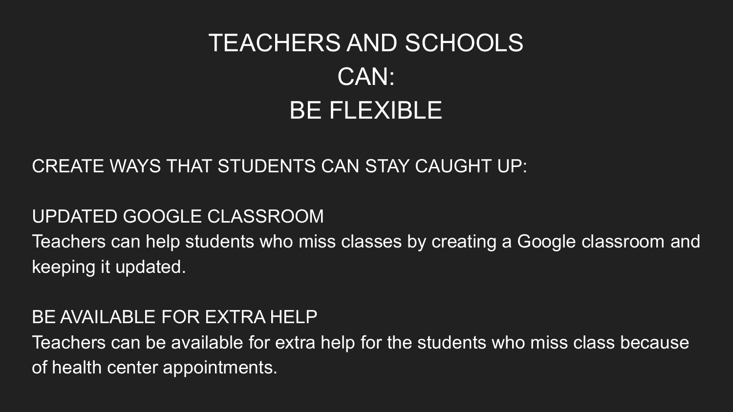# TEACHERS AND SCHOOLS CAN:
# BE FLEXIBLE

CREATE WAYS THAT STUDENTS CAN STAY CAUGHT UP:

UPDATED GOOGLE CLASSROOM

Teachers can help students who miss classes by creating a Google classroom and keeping it updated.

BE AVAILABLE FOR EXTRA HELP

Teachers can be available for extra help for the students who miss class because of health center appointments.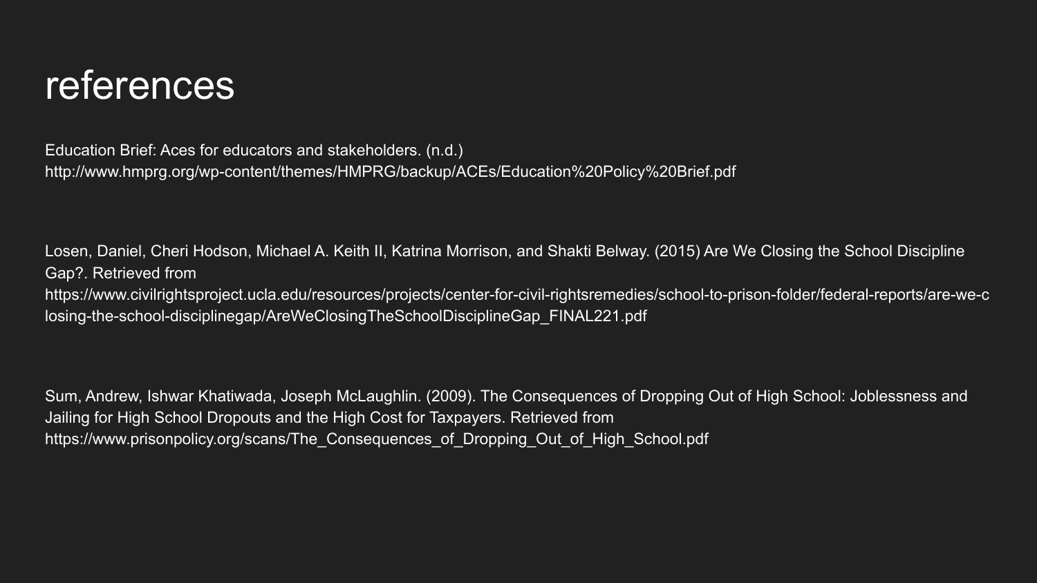# references

Education Brief: Aces for educators and stakeholders. (n.d.) http://www.hmprg.org/wp-content/themes/HMPRG/backup/ACEs/Education%20Policy%20Brief.pdf

Losen, Daniel, Cheri Hodson, Michael A. Keith II, Katrina Morrison, and Shakti Belway. (2015) Are We Closing the School Discipline Gap?. Retrieved from https://www.civilrightsproject.ucla.edu/resources/projects/center-for-civil-rightsremedies/school-to-prison-folder/federal-reports/are-we-closing-the-school-disciplinegap/AreWeClosingTheSchoolDisciplineGap_FINAL221.pdf

Sum, Andrew, Ishwar Khatiwada, Joseph McLaughlin. (2009). The Consequences of Dropping Out of High School: Joblessness and Jailing for High School Dropouts and the High Cost for Taxpayers. Retrieved from https://www.prisonpolicy.org/scans/The_Consequences_of_Dropping_Out_of_High_School.pdf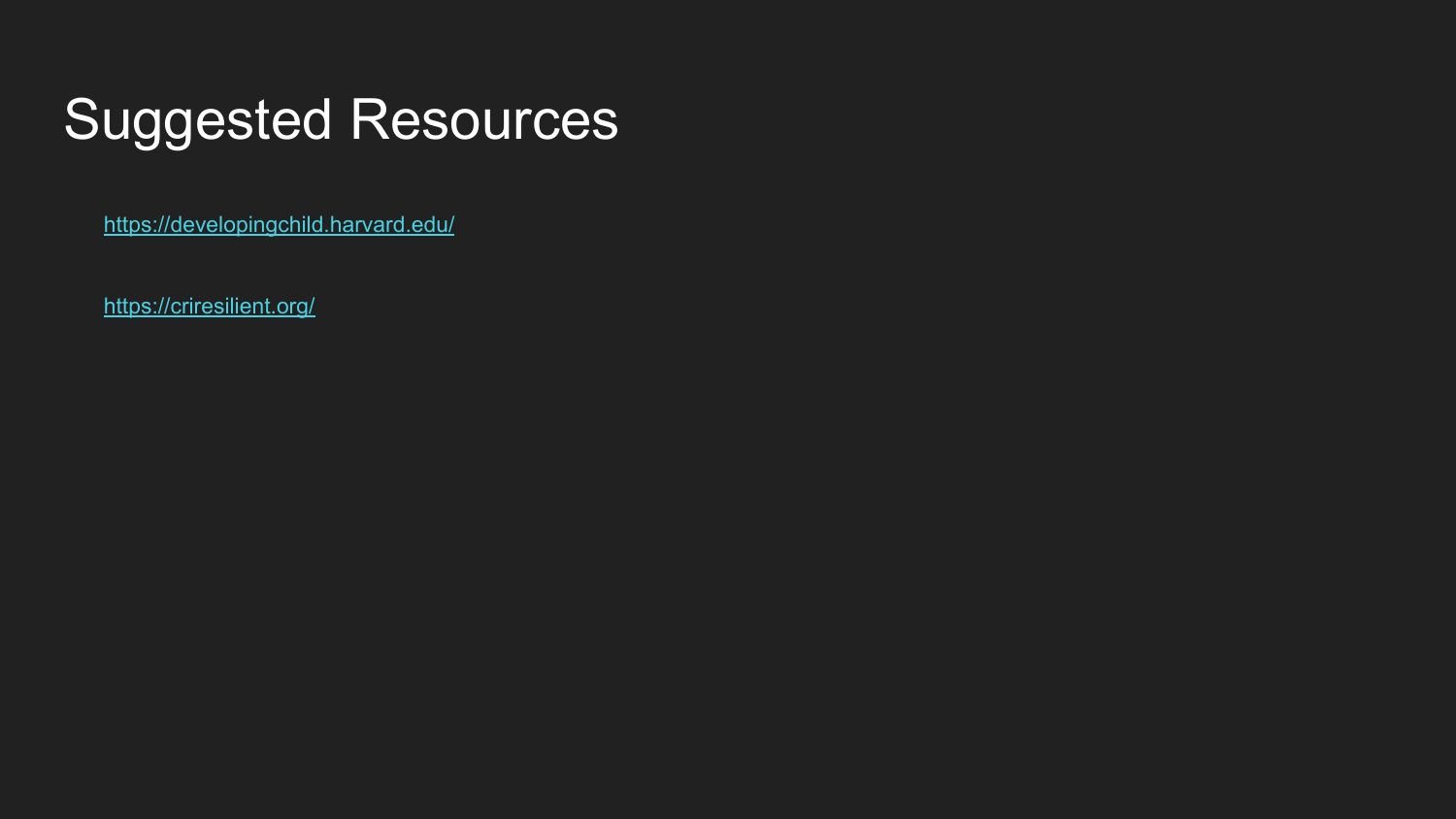# Suggested Resources

https://developingchild.harvard.edu/

https://criresilient.org/